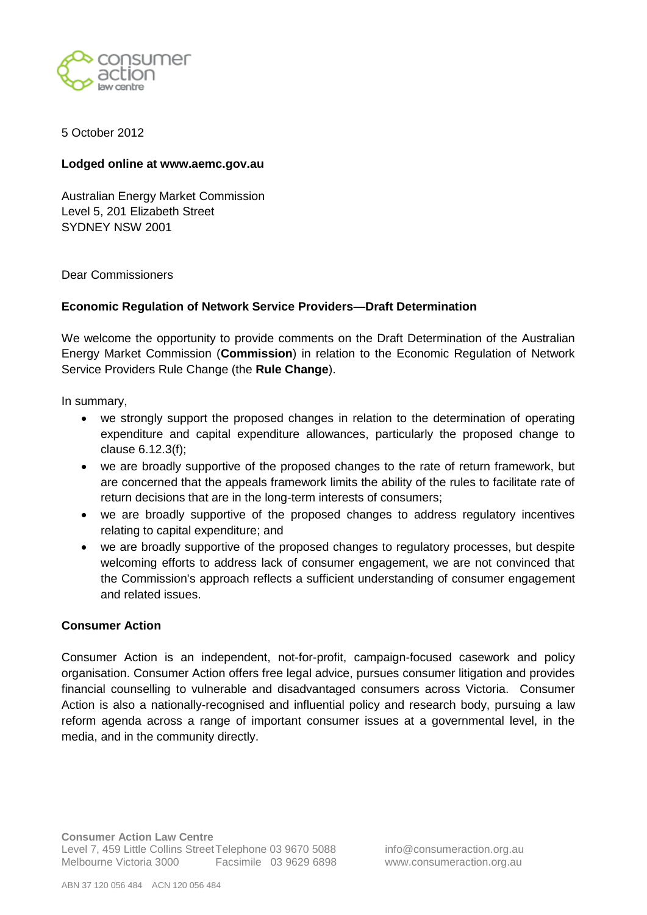5 October 2012

**Lodged online at www.aemc.gov.au**

Australian Energy Market Commission
Level 5, 201 Elizabeth Street
SYDNEY NSW 2001

Dear Commissioners

**Economic Regulation of Network Service Providers—Draft Determination**

We welcome the opportunity to provide comments on the Draft Determination of the Australian Energy Market Commission (**Commission**) in relation to the Economic Regulation of Network Service Providers Rule Change (the **Rule Change**).

In summary,

- we strongly support the proposed changes in relation to the determination of operating expenditure and capital expenditure allowances, particularly the proposed change to clause 6.12.3(f);
- we are broadly supportive of the proposed changes to the rate of return framework, but are concerned that the appeals framework limits the ability of the rules to facilitate rate of return decisions that are in the long-term interests of consumers;
- we are broadly supportive of the proposed changes to address regulatory incentives relating to capital expenditure; and
- we are broadly supportive of the proposed changes to regulatory processes, but despite welcoming efforts to address lack of consumer engagement, we are not convinced that the Commission's approach reflects a sufficient understanding of consumer engagement and related issues.

**Consumer Action**

Consumer Action is an independent, not-for-profit, campaign-focused casework and policy organisation. Consumer Action offers free legal advice, pursues consumer litigation and provides financial counselling to vulnerable and disadvantaged consumers across Victoria. Consumer Action is also a nationally-recognised and influential policy and research body, pursuing a law reform agenda across a range of important consumer issues at a governmental level, in the media, and in the community directly.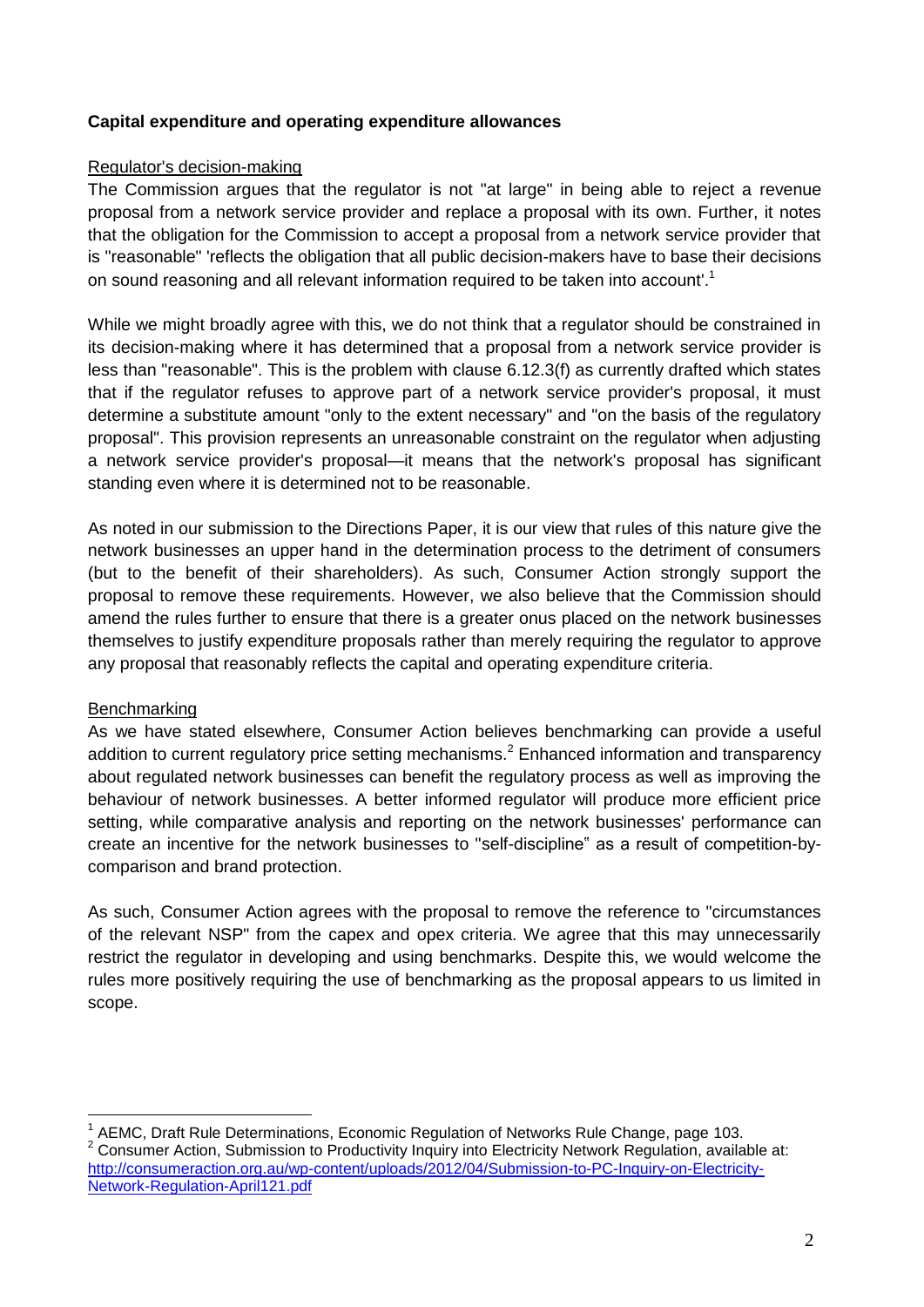**Capital expenditure and operating expenditure allowances**

Regulator's decision-making

The Commission argues that the regulator is not "at large" in being able to reject a revenue proposal from a network service provider and replace a proposal with its own. Further, it notes that the obligation for the Commission to accept a proposal from a network service provider that is "reasonable" 'reflects the obligation that all public decision-makers have to base their decisions on sound reasoning and all relevant information required to be taken into account'.[1]

While we might broadly agree with this, we do not think that a regulator should be constrained in its decision-making where it has determined that a proposal from a network service provider is less than "reasonable". This is the problem with clause 6.12.3(f) as currently drafted which states that if the regulator refuses to approve part of a network service provider's proposal, it must determine a substitute amount "only to the extent necessary" and "on the basis of the regulatory proposal". This provision represents an unreasonable constraint on the regulator when adjusting a network service provider's proposal—it means that the network's proposal has significant standing even where it is determined not to be reasonable.

As noted in our submission to the Directions Paper, it is our view that rules of this nature give the network businesses an upper hand in the determination process to the detriment of consumers (but to the benefit of their shareholders). As such, Consumer Action strongly support the proposal to remove these requirements. However, we also believe that the Commission should amend the rules further to ensure that there is a greater onus placed on the network businesses themselves to justify expenditure proposals rather than merely requiring the regulator to approve any proposal that reasonably reflects the capital and operating expenditure criteria.

Benchmarking

As we have stated elsewhere, Consumer Action believes benchmarking can provide a useful addition to current regulatory price setting mechanisms.[2] Enhanced information and transparency about regulated network businesses can benefit the regulatory process as well as improving the behaviour of network businesses. A better informed regulator will produce more efficient price setting, while comparative analysis and reporting on the network businesses' performance can create an incentive for the network businesses to "self-discipline" as a result of competition-by-comparison and brand protection.

As such, Consumer Action agrees with the proposal to remove the reference to "circumstances of the relevant NSP" from the capex and opex criteria. We agree that this may unnecessarily restrict the regulator in developing and using benchmarks. Despite this, we would welcome the rules more positively requiring the use of benchmarking as the proposal appears to us limited in scope.

---

[1] AEMC, Draft Rule Determinations, Economic Regulation of Networks Rule Change, page 103.

[2] Consumer Action, Submission to Productivity Inquiry into Electricity Network Regulation, available at: http://consumeraction.org.au/wp-content/uploads/2012/04/Submission-to-PC-Inquiry-on-Electricity-Network-Regulation-April121.pdf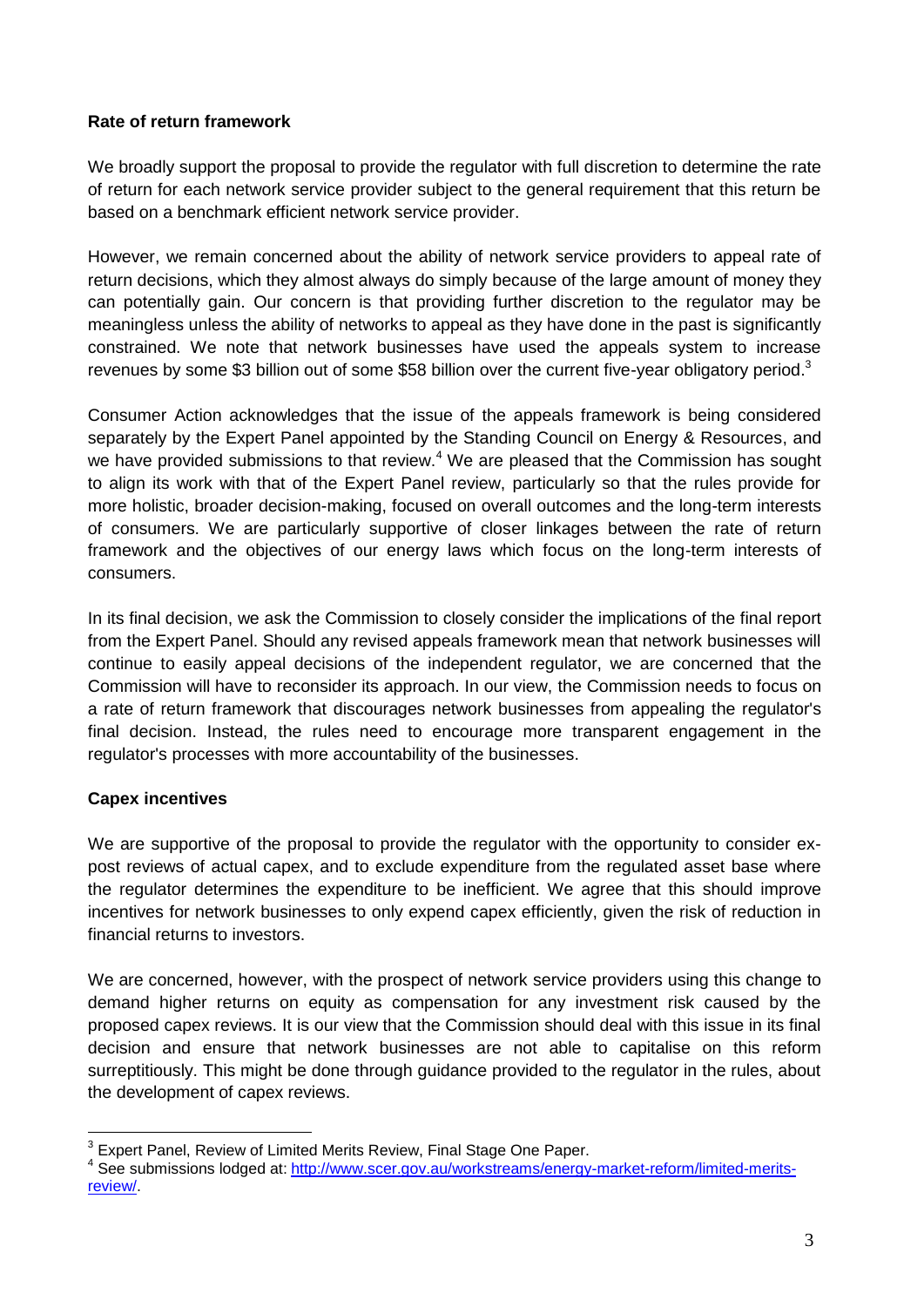**Rate of return framework**

We broadly support the proposal to provide the regulator with full discretion to determine the rate of return for each network service provider subject to the general requirement that this return be based on a benchmark efficient network service provider.

However, we remain concerned about the ability of network service providers to appeal rate of return decisions, which they almost always do simply because of the large amount of money they can potentially gain. Our concern is that providing further discretion to the regulator may be meaningless unless the ability of networks to appeal as they have done in the past is significantly constrained. We note that network businesses have used the appeals system to increase revenues by some $3 billion out of some $58 billion over the current five-year obligatory period.[3]

Consumer Action acknowledges that the issue of the appeals framework is being considered separately by the Expert Panel appointed by the Standing Council on Energy & Resources, and we have provided submissions to that review.[4] We are pleased that the Commission has sought to align its work with that of the Expert Panel review, particularly so that the rules provide for more holistic, broader decision-making, focused on overall outcomes and the long-term interests of consumers. We are particularly supportive of closer linkages between the rate of return framework and the objectives of our energy laws which focus on the long-term interests of consumers.

In its final decision, we ask the Commission to closely consider the implications of the final report from the Expert Panel. Should any revised appeals framework mean that network businesses will continue to easily appeal decisions of the independent regulator, we are concerned that the Commission will have to reconsider its approach. In our view, the Commission needs to focus on a rate of return framework that discourages network businesses from appealing the regulator's final decision. Instead, the rules need to encourage more transparent engagement in the regulator's processes with more accountability of the businesses.

**Capex incentives**

We are supportive of the proposal to provide the regulator with the opportunity to consider ex-post reviews of actual capex, and to exclude expenditure from the regulated asset base where the regulator determines the expenditure to be inefficient. We agree that this should improve incentives for network businesses to only expend capex efficiently, given the risk of reduction in financial returns to investors.

We are concerned, however, with the prospect of network service providers using this change to demand higher returns on equity as compensation for any investment risk caused by the proposed capex reviews. It is our view that the Commission should deal with this issue in its final decision and ensure that network businesses are not able to capitalise on this reform surreptitiously. This might be done through guidance provided to the regulator in the rules, about the development of capex reviews.

---

[3] Expert Panel, Review of Limited Merits Review, Final Stage One Paper.

[4] See submissions lodged at: http://www.scer.gov.au/workstreams/energy-market-reform/limited-merits-review/.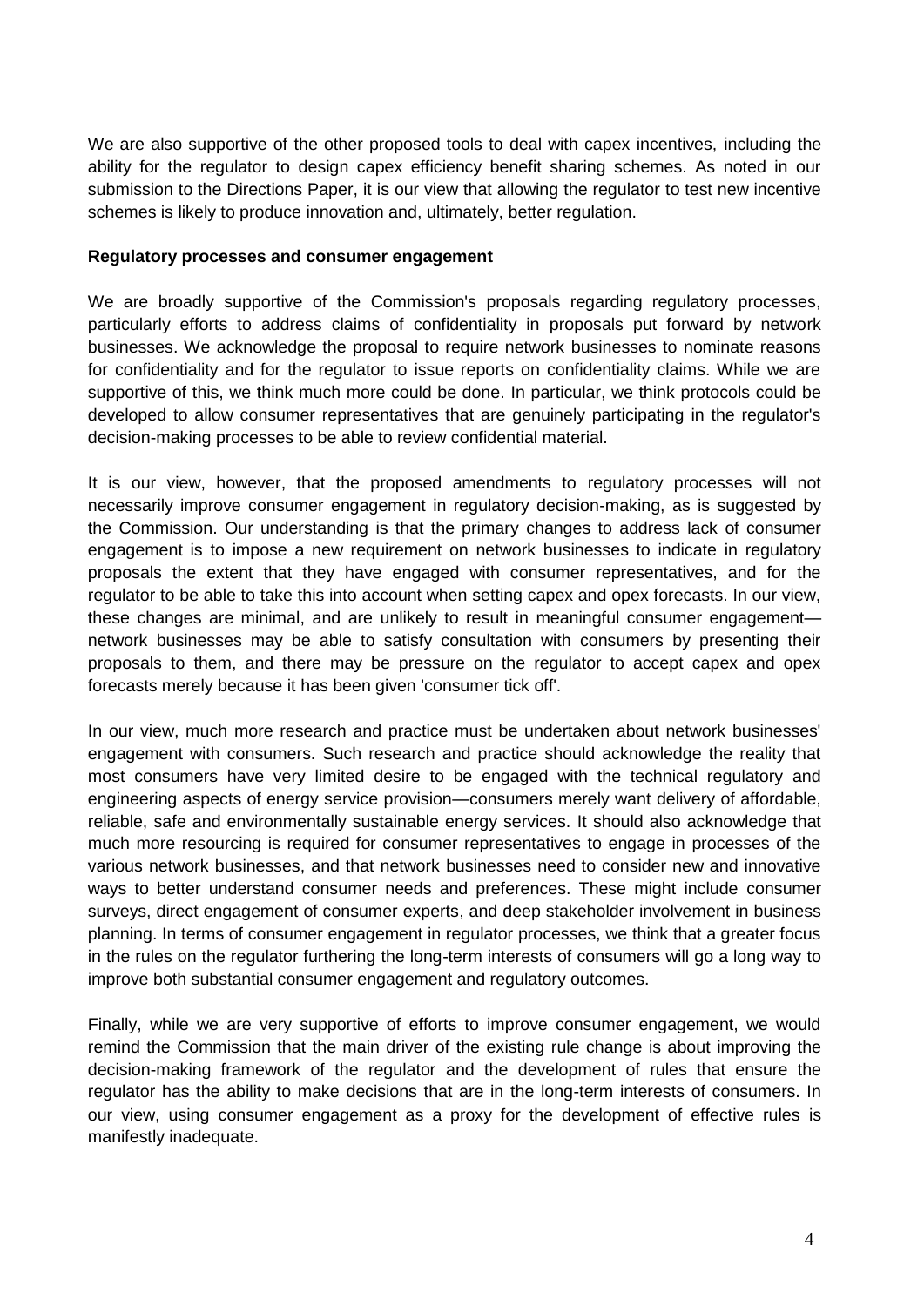We are also supportive of the other proposed tools to deal with capex incentives, including the ability for the regulator to design capex efficiency benefit sharing schemes. As noted in our submission to the Directions Paper, it is our view that allowing the regulator to test new incentive schemes is likely to produce innovation and, ultimately, better regulation.

**Regulatory processes and consumer engagement**

We are broadly supportive of the Commission's proposals regarding regulatory processes, particularly efforts to address claims of confidentiality in proposals put forward by network businesses. We acknowledge the proposal to require network businesses to nominate reasons for confidentiality and for the regulator to issue reports on confidentiality claims. While we are supportive of this, we think much more could be done. In particular, we think protocols could be developed to allow consumer representatives that are genuinely participating in the regulator's decision-making processes to be able to review confidential material.

It is our view, however, that the proposed amendments to regulatory processes will not necessarily improve consumer engagement in regulatory decision-making, as is suggested by the Commission. Our understanding is that the primary changes to address lack of consumer engagement is to impose a new requirement on network businesses to indicate in regulatory proposals the extent that they have engaged with consumer representatives, and for the regulator to be able to take this into account when setting capex and opex forecasts. In our view, these changes are minimal, and are unlikely to result in meaningful consumer engagement—network businesses may be able to satisfy consultation with consumers by presenting their proposals to them, and there may be pressure on the regulator to accept capex and opex forecasts merely because it has been given 'consumer tick off'.

In our view, much more research and practice must be undertaken about network businesses' engagement with consumers. Such research and practice should acknowledge the reality that most consumers have very limited desire to be engaged with the technical regulatory and engineering aspects of energy service provision—consumers merely want delivery of affordable, reliable, safe and environmentally sustainable energy services. It should also acknowledge that much more resourcing is required for consumer representatives to engage in processes of the various network businesses, and that network businesses need to consider new and innovative ways to better understand consumer needs and preferences. These might include consumer surveys, direct engagement of consumer experts, and deep stakeholder involvement in business planning. In terms of consumer engagement in regulator processes, we think that a greater focus in the rules on the regulator furthering the long-term interests of consumers will go a long way to improve both substantial consumer engagement and regulatory outcomes.

Finally, while we are very supportive of efforts to improve consumer engagement, we would remind the Commission that the main driver of the existing rule change is about improving the decision-making framework of the regulator and the development of rules that ensure the regulator has the ability to make decisions that are in the long-term interests of consumers. In our view, using consumer engagement as a proxy for the development of effective rules is manifestly inadequate.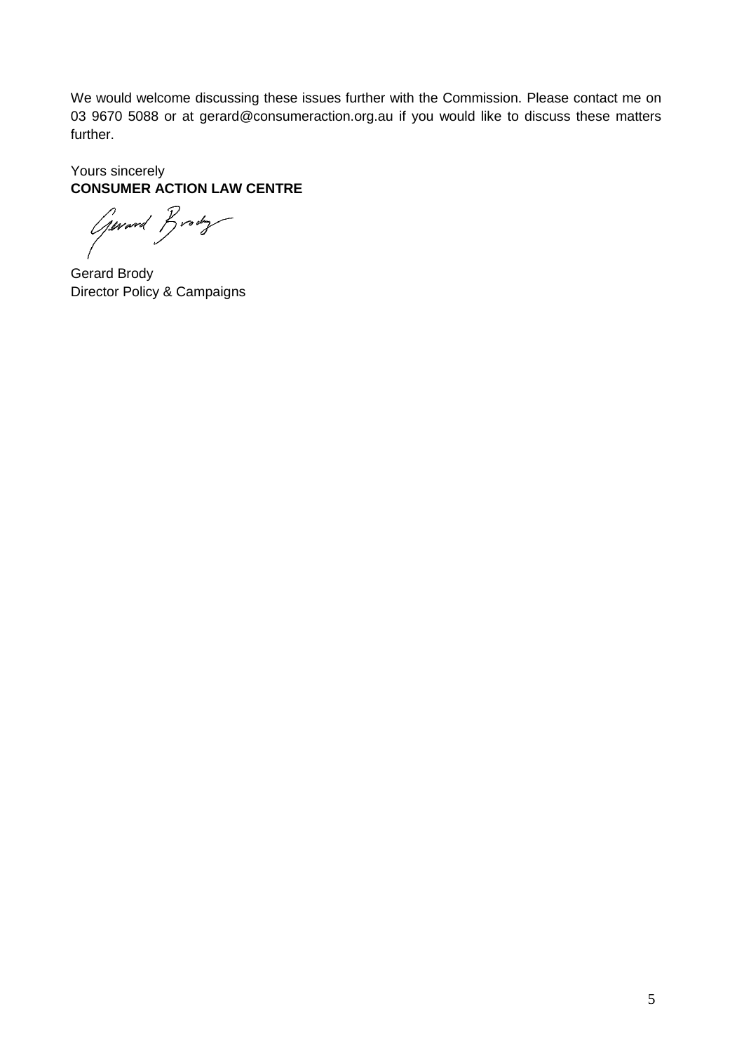We would welcome discussing these issues further with the Commission. Please contact me on 03 9670 5088 or at gerard@consumeraction.org.au if you would like to discuss these matters further.

Yours sincerely
**CONSUMER ACTION LAW CENTRE**

Gerard Brody
Director Policy & Campaigns